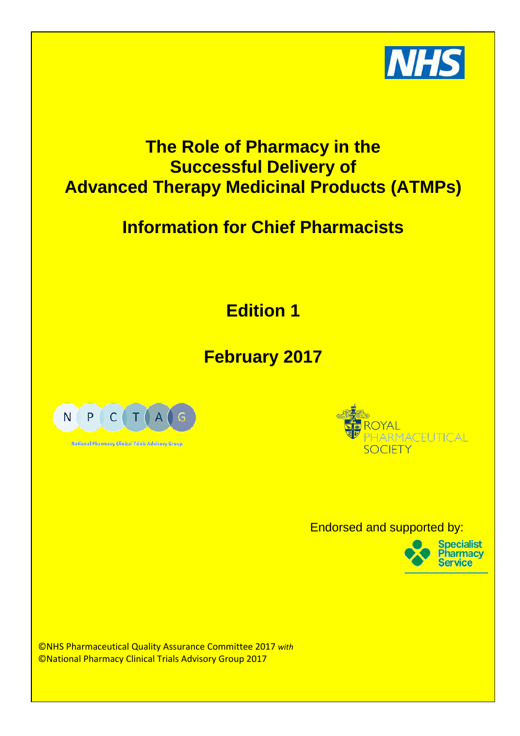# The Role of Pharmacy in the Successful Delivery of Advanced Therapy Medicinal Products (ATMPs)

## Information for Chief Pharmacists

## Edition 1

## February 2017

Endorsed and supported by:

©NHS Pharmaceutical Quality Assurance Committee 2017 *with*
©National Pharmacy Clinical Trials Advisory Group 2017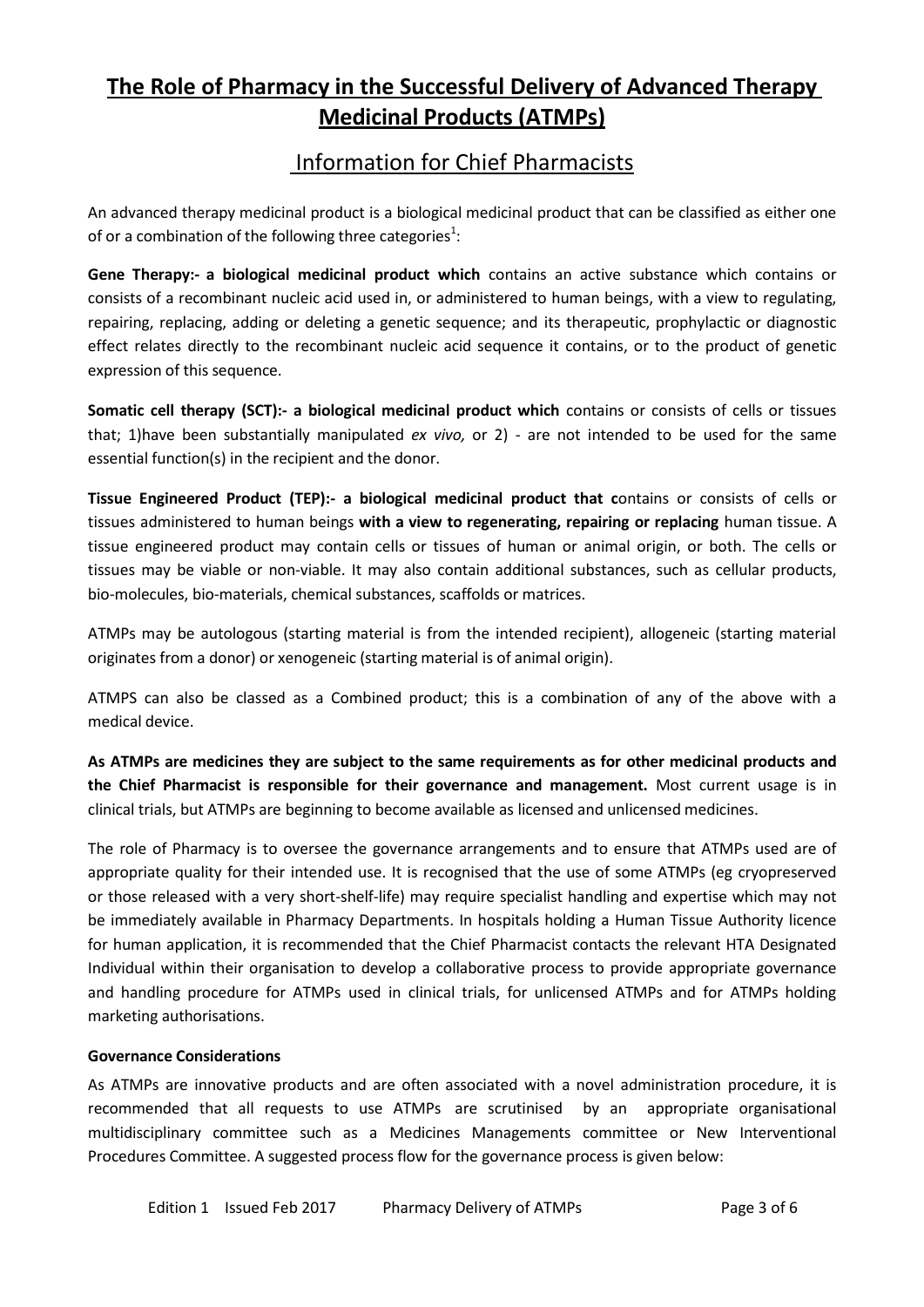# The Role of Pharmacy in the Successful Delivery of Advanced Therapy Medicinal Products (ATMPs)

## Information for Chief Pharmacists

An advanced therapy medicinal product is a biological medicinal product that can be classified as either one of or a combination of the following three categories[1]:

**Gene Therapy:- a biological medicinal product which** contains an active substance which contains or consists of a recombinant nucleic acid used in, or administered to human beings, with a view to regulating, repairing, replacing, adding or deleting a genetic sequence; and its therapeutic, prophylactic or diagnostic effect relates directly to the recombinant nucleic acid sequence it contains, or to the product of genetic expression of this sequence.

**Somatic cell therapy (SCT):- a biological medicinal product which** contains or consists of cells or tissues that; 1)have been substantially manipulated *ex vivo,* or 2) - are not intended to be used for the same essential function(s) in the recipient and the donor.

**Tissue Engineered Product (TEP):- a biological medicinal product that c**ontains or consists of cells or tissues administered to human beings **with a view to regenerating, repairing or replacing** human tissue. A tissue engineered product may contain cells or tissues of human or animal origin, or both. The cells or tissues may be viable or non-viable. It may also contain additional substances, such as cellular products, bio-molecules, bio-materials, chemical substances, scaffolds or matrices.

ATMPs may be autologous (starting material is from the intended recipient), allogeneic (starting material originates from a donor) or xenogeneic (starting material is of animal origin).

ATMPS can also be classed as a Combined product; this is a combination of any of the above with a medical device.

**As ATMPs are medicines they are subject to the same requirements as for other medicinal products and the Chief Pharmacist is responsible for their governance and management.** Most current usage is in clinical trials, but ATMPs are beginning to become available as licensed and unlicensed medicines.

The role of Pharmacy is to oversee the governance arrangements and to ensure that ATMPs used are of appropriate quality for their intended use. It is recognised that the use of some ATMPs (eg cryopreserved or those released with a very short-shelf-life) may require specialist handling and expertise which may not be immediately available in Pharmacy Departments. In hospitals holding a Human Tissue Authority licence for human application, it is recommended that the Chief Pharmacist contacts the relevant HTA Designated Individual within their organisation to develop a collaborative process to provide appropriate governance and handling procedure for ATMPs used in clinical trials, for unlicensed ATMPs and for ATMPs holding marketing authorisations.

**Governance Considerations**

As ATMPs are innovative products and are often associated with a novel administration procedure, it is recommended that all requests to use ATMPs are scrutinised by an appropriate organisational multidisciplinary committee such as a Medicines Managements committee or New Interventional Procedures Committee. A suggested process flow for the governance process is given below: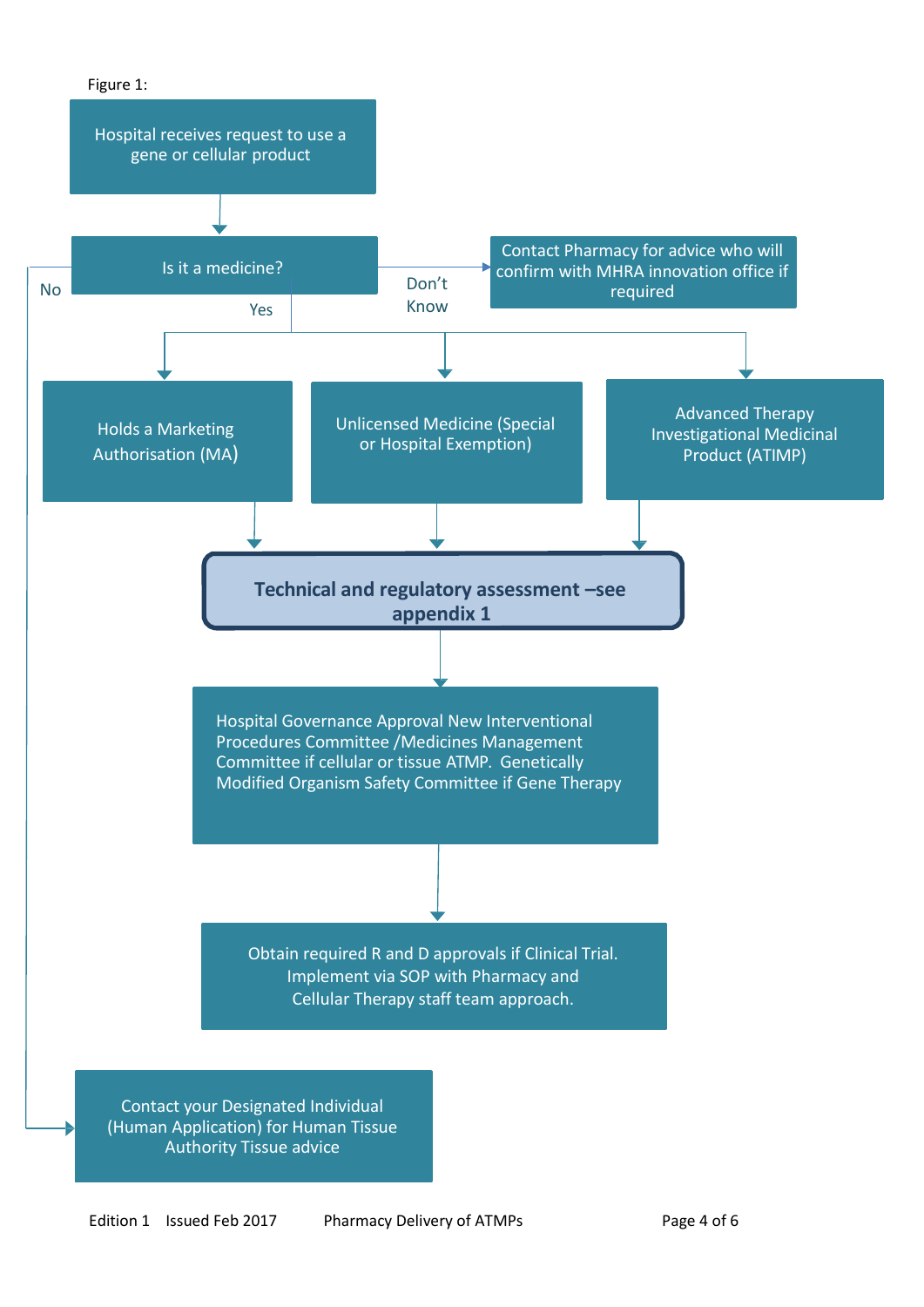Figure 1:

Hospital receives request to use a gene or cellular product

↓

Is it a medicine?

- **No** → Contact your Designated Individual (Human Application) for Human Tissue Authority Tissue advice
- **Don't Know** → Contact Pharmacy for advice who will confirm with MHRA innovation office if required
- **Yes** →
  - Holds a Marketing Authorisation (MA)
  - Unlicensed Medicine (Special or Hospital Exemption)
  - Advanced Therapy Investigational Medicinal Product (ATIMP)

↓

**Technical and regulatory assessment –see appendix 1**

↓

Hospital Governance Approval New Interventional Procedures Committee /Medicines Management Committee if cellular or tissue ATMP. Genetically Modified Organism Safety Committee if Gene Therapy

↓

Obtain required R and D approvals if Clinical Trial. Implement via SOP with Pharmacy and Cellular Therapy staff team approach.

Edition 1 Issued Feb 2017 Pharmacy Delivery of ATMPs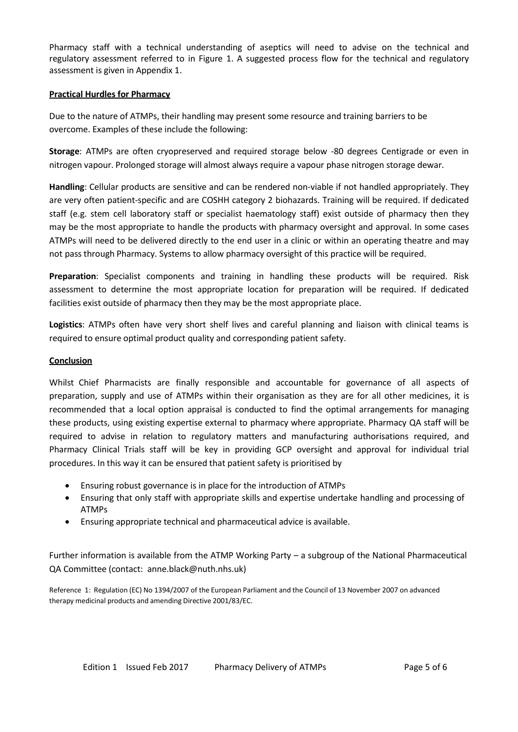Pharmacy staff with a technical understanding of aseptics will need to advise on the technical and regulatory assessment referred to in Figure 1. A suggested process flow for the technical and regulatory assessment is given in Appendix 1.

## Practical Hurdles for Pharmacy

Due to the nature of ATMPs, their handling may present some resource and training barriers to be overcome. Examples of these include the following:

**Storage**: ATMPs are often cryopreserved and required storage below -80 degrees Centigrade or even in nitrogen vapour. Prolonged storage will almost always require a vapour phase nitrogen storage dewar.

**Handling**: Cellular products are sensitive and can be rendered non-viable if not handled appropriately. They are very often patient-specific and are COSHH category 2 biohazards. Training will be required. If dedicated staff (e.g. stem cell laboratory staff or specialist haematology staff) exist outside of pharmacy then they may be the most appropriate to handle the products with pharmacy oversight and approval. In some cases ATMPs will need to be delivered directly to the end user in a clinic or within an operating theatre and may not pass through Pharmacy. Systems to allow pharmacy oversight of this practice will be required.

**Preparation**: Specialist components and training in handling these products will be required. Risk assessment to determine the most appropriate location for preparation will be required. If dedicated facilities exist outside of pharmacy then they may be the most appropriate place.

**Logistics**: ATMPs often have very short shelf lives and careful planning and liaison with clinical teams is required to ensure optimal product quality and corresponding patient safety.

## Conclusion

Whilst Chief Pharmacists are finally responsible and accountable for governance of all aspects of preparation, supply and use of ATMPs within their organisation as they are for all other medicines, it is recommended that a local option appraisal is conducted to find the optimal arrangements for managing these products, using existing expertise external to pharmacy where appropriate. Pharmacy QA staff will be required to advise in relation to regulatory matters and manufacturing authorisations required, and Pharmacy Clinical Trials staff will be key in providing GCP oversight and approval for individual trial procedures. In this way it can be ensured that patient safety is prioritised by

- Ensuring robust governance is in place for the introduction of ATMPs
- Ensuring that only staff with appropriate skills and expertise undertake handling and processing of ATMPs
- Ensuring appropriate technical and pharmaceutical advice is available.

Further information is available from the ATMP Working Party – a subgroup of the National Pharmaceutical QA Committee (contact: anne.black@nuth.nhs.uk)

Reference 1: Regulation (EC) No 1394/2007 of the European Parliament and the Council of 13 November 2007 on advanced therapy medicinal products and amending Directive 2001/83/EC.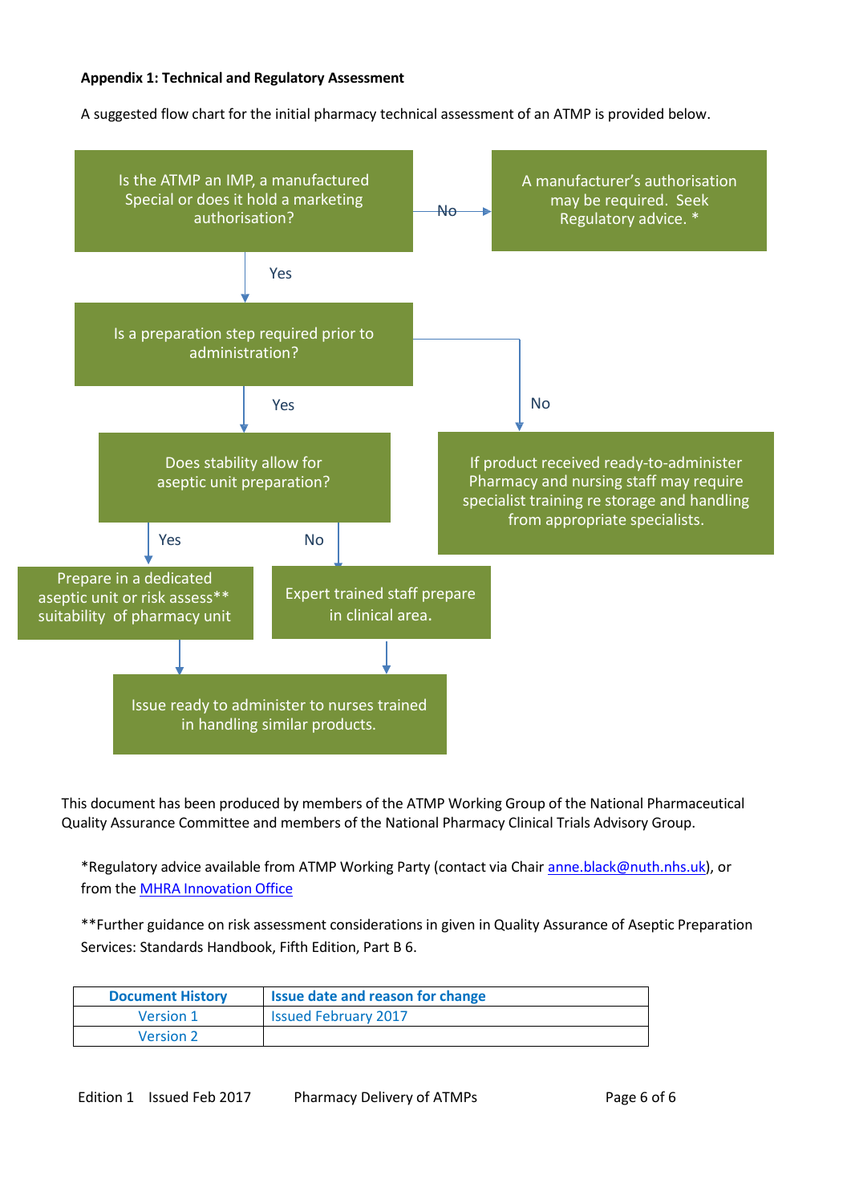**Appendix 1: Technical and Regulatory Assessment**

A suggested flow chart for the initial pharmacy technical assessment of an ATMP is provided below.

Is the ATMP an IMP, a manufactured Special or does it hold a marketing authorisation?

No

A manufacturer's authorisation may be required. Seek Regulatory advice. *

Yes

Is a preparation step required prior to administration?

Yes

No

Does stability allow for aseptic unit preparation?

If product received ready-to-administer Pharmacy and nursing staff may require specialist training re storage and handling from appropriate specialists.

Yes

No

Prepare in a dedicated aseptic unit or risk assess** suitability of pharmacy unit

Expert trained staff prepare in clinical area.

Issue ready to administer to nurses trained in handling similar products.

This document has been produced by members of the ATMP Working Group of the National Pharmaceutical Quality Assurance Committee and members of the National Pharmacy Clinical Trials Advisory Group.

*Regulatory advice available from ATMP Working Party (contact via Chair anne.black@nuth.nhs.uk), or from the MHRA Innovation Office

**Further guidance on risk assessment considerations in given in Quality Assurance of Aseptic Preparation Services: Standards Handbook, Fifth Edition, Part B 6.

| Document History | Issue date and reason for change |
|---|---|
| Version 1 | Issued February 2017 |
| Version 2 | |